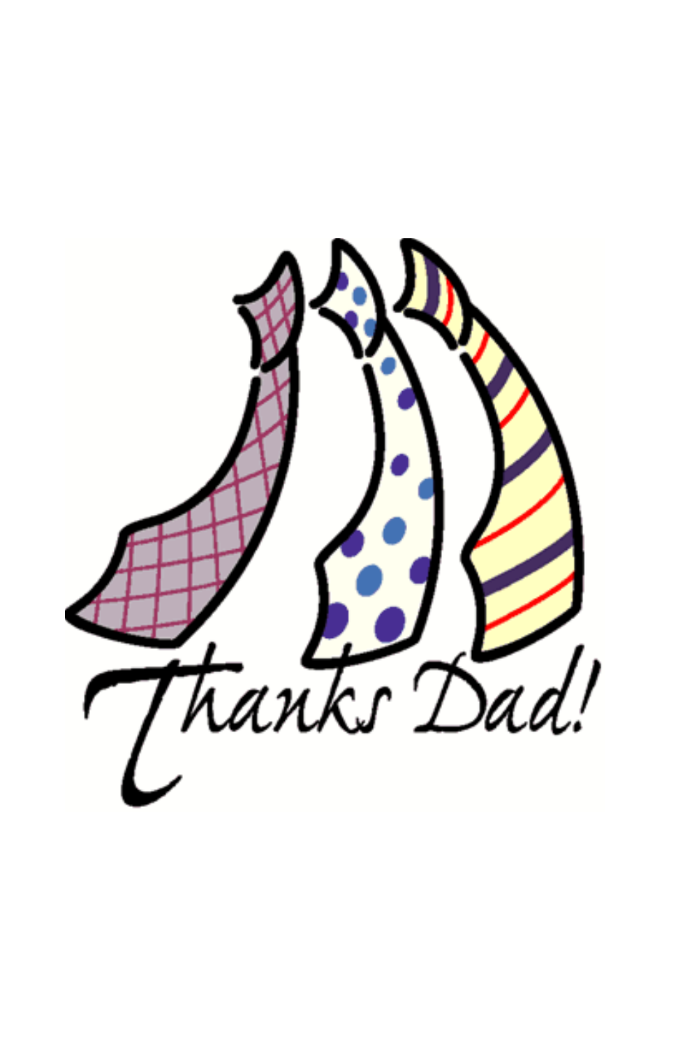Thanks Dad!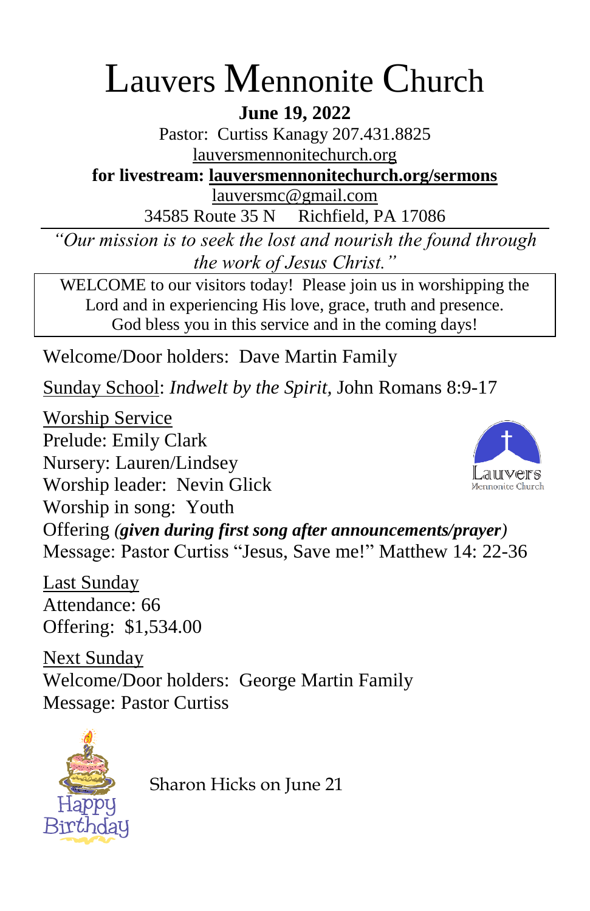# Lauvers Mennonite Church

**June 19, 2022**

Pastor: Curtiss Kanagy 207.431.8825

lauversmennonitechurch.org

**for livestream: lauversmennonitechurch.org/sermons**

lauversmc@gmail.com

34585 Route 35 N Richfield, PA 17086

---

*"Our mission is to seek the lost and nourish the found through the work of Jesus Christ."*

WELCOME to our visitors today! Please join us in worshipping the Lord and in experiencing His love, grace, truth and presence. God bless you in this service and in the coming days!

Welcome/Door holders: Dave Martin Family

Sunday School: *Indwelt by the Spirit,* John Romans 8:9-17

Worship Service
Prelude: Emily Clark
Nursery: Lauren/Lindsey
Worship leader: Nevin Glick
Worship in song: Youth
Offering ***(given during first song after announcements/prayer)***
Message: Pastor Curtiss "Jesus, Save me!" Matthew 14: 22-36

Last Sunday
Attendance: 66
Offering: $1,534.00

Next Sunday
Welcome/Door holders: George Martin Family
Message: Pastor Curtiss

Happy Birthday

Sharon Hicks on June 21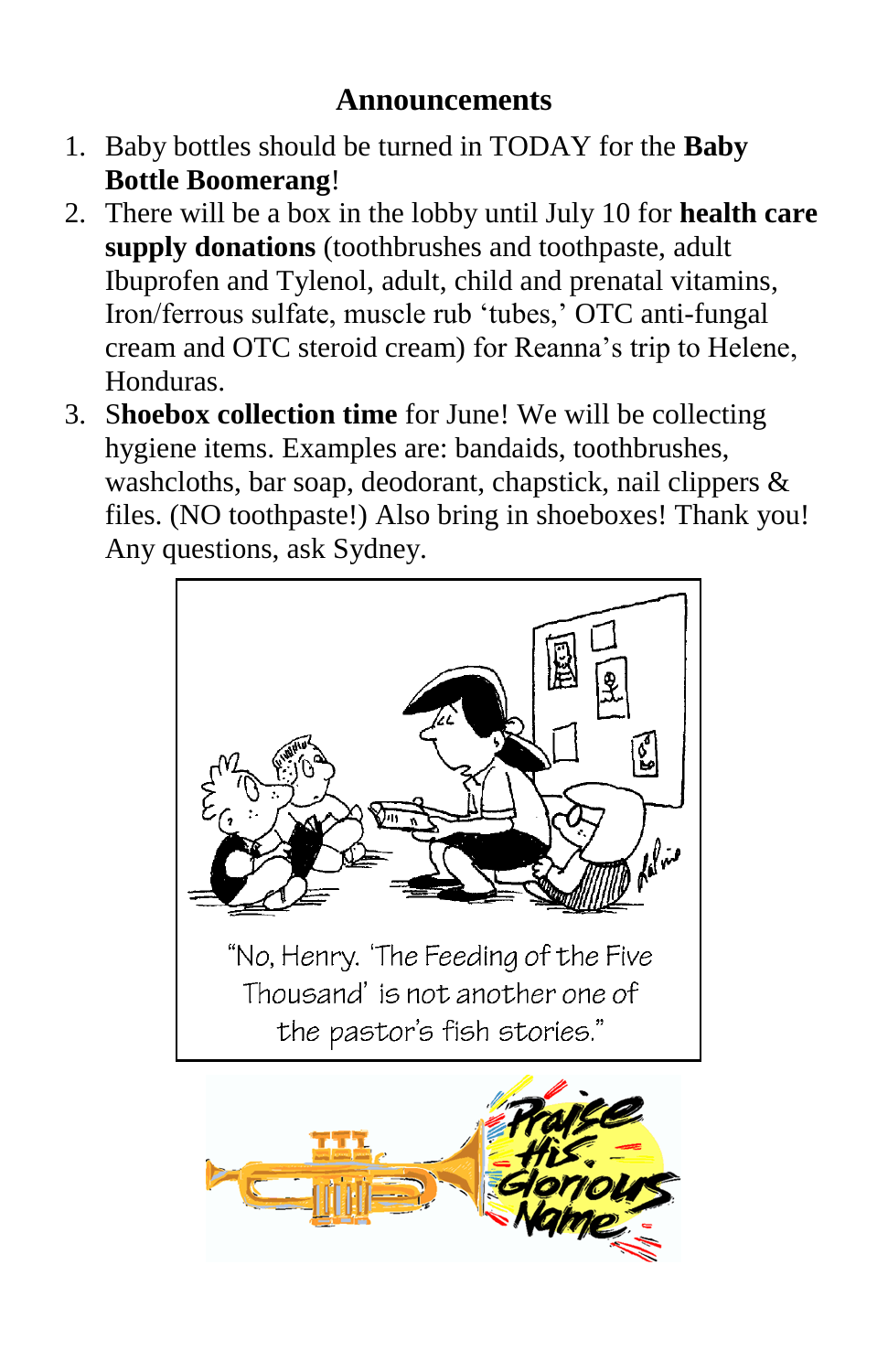## Announcements

1. Baby bottles should be turned in TODAY for the **Baby Bottle Boomerang**!
2. There will be a box in the lobby until July 10 for **health care supply donations** (toothbrushes and toothpaste, adult Ibuprofen and Tylenol, adult, child and prenatal vitamins, Iron/ferrous sulfate, muscle rub 'tubes,' OTC anti-fungal cream and OTC steroid cream) for Reanna's trip to Helene, Honduras.
3. S**hoebox collection time** for June! We will be collecting hygiene items. Examples are: bandaids, toothbrushes, washcloths, bar soap, deodorant, chapstick, nail clippers & files. (NO toothpaste!) Also bring in shoeboxes! Thank you! Any questions, ask Sydney.

"No, Henry. 'The Feeding of the Five Thousand' is not another one of the pastor's fish stories."

Praise His Glorious Name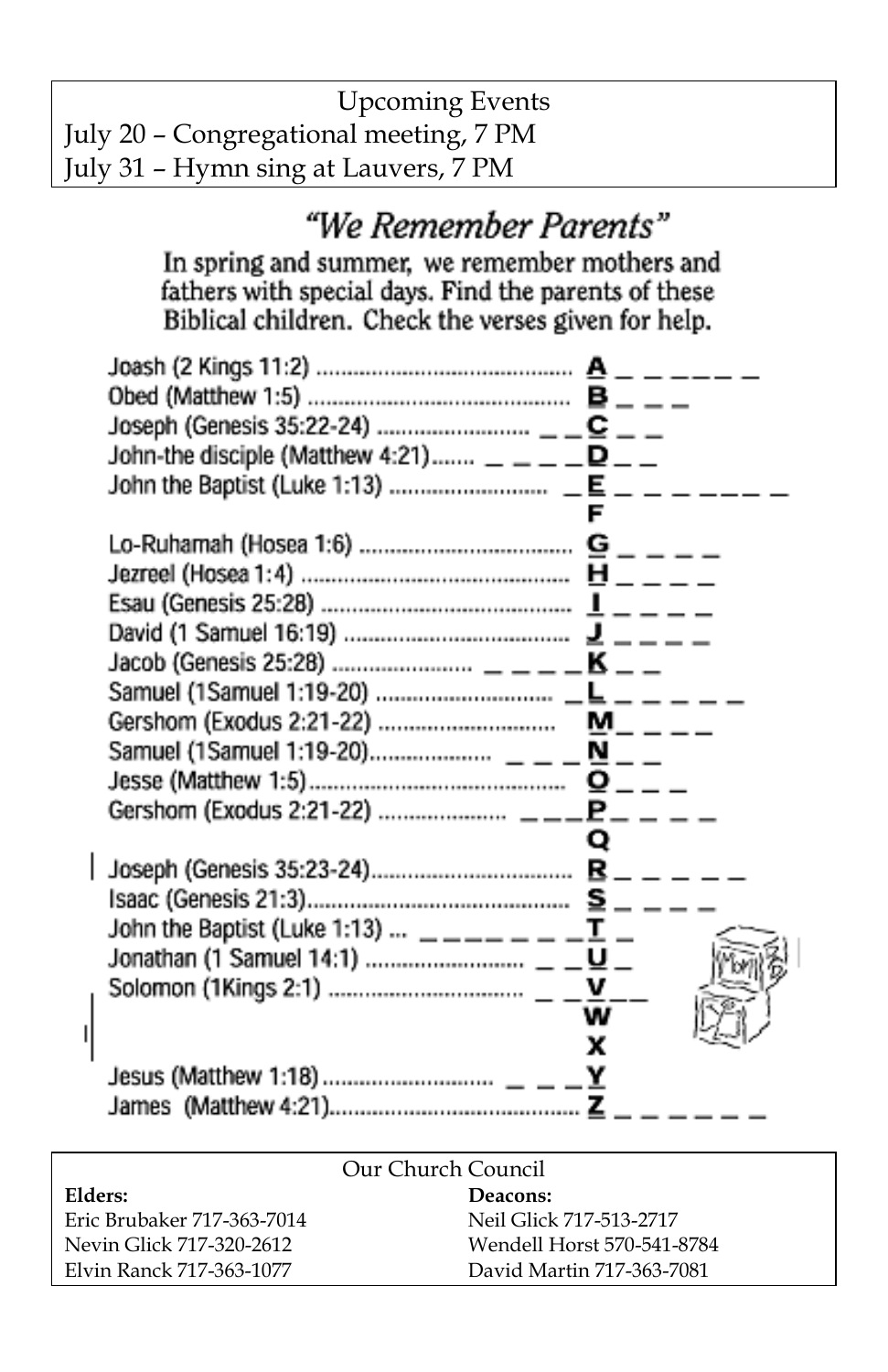Upcoming Events

July 20 – Congregational meeting, 7 PM

July 31 – Hymn sing at Lauvers, 7 PM

## *"We Remember Parents"*

**In spring and summer, we remember mothers and fathers with special days. Find the parents of these Biblical children. Check the verses given for help.**

Joash (2 Kings 11:2) ........................................ A _ _ _ _ _ _

Obed (Matthew 1:5) ........................................ B _ _ _

Joseph (Genesis 35:22-24) ........................ _ _ C _ _

John-the disciple (Matthew 4:21)....... _ _ _ _ D _ _

John the Baptist (Luke 1:13) ......................... _ E _ _ _ _ _ _ _

F

Lo-Ruhamah (Hosea 1:6) ................................ G _ _ _ _

Jezreel (Hosea 1:4) ........................................ H _ _ _ _

Esau (Genesis 25:28) ...................................... I _ _ _ _

David (1 Samuel 16:19) .................................. J _ _ _ _

Jacob (Genesis 25:28) ...................... _ _ _ _ K _ _

Samuel (1Samuel 1:19-20) ............................ _ L _ _ _ _ _

Gershom (Exodus 2:21-22) ............................ M _ _ _ _

Samuel (1Samuel 1:19-20)................... _ _ _ N _ _

Jesse (Matthew 1:5)........................................ O _ _ _

Gershom (Exodus 2:21-22) .................... _ _ _ P _ _ _ _

Q

Joseph (Genesis 35:23-24).............................. R _ _ _ _ _

Isaac (Genesis 21:3)......................................... S _ _ _ _

John the Baptist (Luke 1:13) ... _ _ _ _ _ _ _ T _

Jonathan (1 Samuel 14:1) ......................... _ _ U _

Solomon (1Kings 2:1) ............................... _ _ V _ _

W

X

Jesus (Matthew 1:18)............................ _ _ _ Y

James (Matthew 4:21)...................................... Z _ _ _ _ _ _

Our Church Council

| **Elders:** | **Deacons:** |
|---|---|
| Eric Brubaker 717-363-7014 | Neil Glick 717-513-2717 |
| Nevin Glick 717-320-2612 | Wendell Horst 570-541-8784 |
| Elvin Ranck 717-363-1077 | David Martin 717-363-7081 |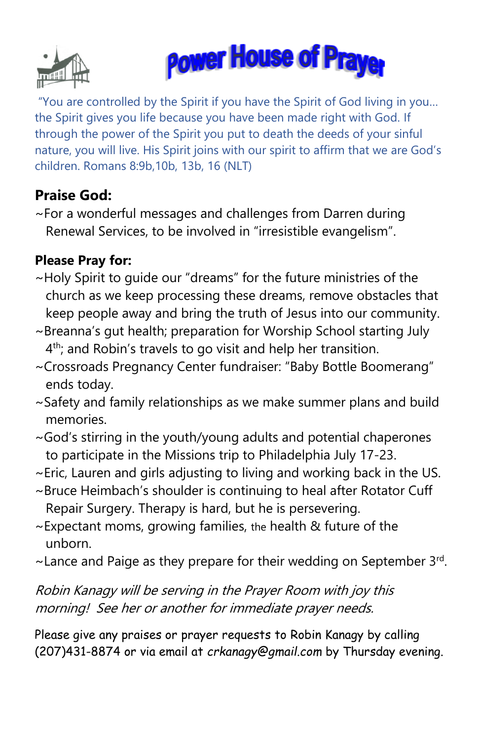# Power House of Prayer

"You are controlled by the Spirit if you have the Spirit of God living in you… the Spirit gives you life because you have been made right with God. If through the power of the Spirit you put to death the deeds of your sinful nature, you will live. His Spirit joins with our spirit to affirm that we are God's children. Romans 8:9b,10b, 13b, 16 (NLT)

**Praise God:**

~For a wonderful messages and challenges from Darren during Renewal Services, to be involved in "irresistible evangelism".

**Please Pray for:**

~Holy Spirit to guide our "dreams" for the future ministries of the church as we keep processing these dreams, remove obstacles that keep people away and bring the truth of Jesus into our community.

~Breanna's gut health; preparation for Worship School starting July 4th; and Robin's travels to go visit and help her transition.

~Crossroads Pregnancy Center fundraiser: "Baby Bottle Boomerang" ends today.

~Safety and family relationships as we make summer plans and build memories.

~God's stirring in the youth/young adults and potential chaperones to participate in the Missions trip to Philadelphia July 17-23.

~Eric, Lauren and girls adjusting to living and working back in the US.

~Bruce Heimbach's shoulder is continuing to heal after Rotator Cuff Repair Surgery. Therapy is hard, but he is persevering.

~Expectant moms, growing families, the health & future of the unborn.

~Lance and Paige as they prepare for their wedding on September 3rd.

*Robin Kanagy will be serving in the Prayer Room with joy this morning! See her or another for immediate prayer needs.*

Please give any praises or prayer requests to Robin Kanagy by calling (207)431-8874 or via email at *crkanagy@gmail.com* by Thursday evening.